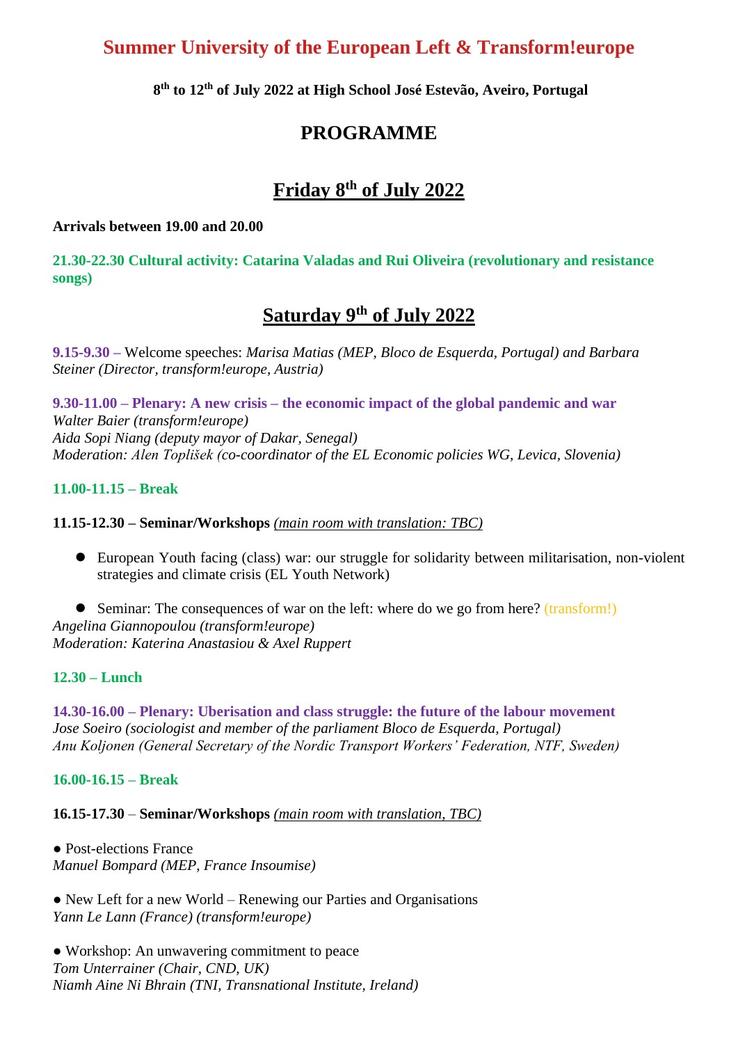# Summer University of the European Left & Transform!europe

**8th to 12th of July 2022 at High School José Estevão, Aveiro, Portugal**

## PROGRAMME

## Friday 8th of July 2022

**Arrivals between 19.00 and 20.00**

**21.30-22.30 Cultural activity: Catarina Valadas and Rui Oliveira (revolutionary and resistance songs)**

## Saturday 9th of July 2022

**9.15-9.30 –** Welcome speeches: *Marisa Matias (MEP, Bloco de Esquerda, Portugal) and Barbara Steiner (Director, transform!europe, Austria)*

**9.30-11.00 – Plenary: A new crisis – the economic impact of the global pandemic and war**
*Walter Baier (transform!europe)*
*Aida Sopi Niang (deputy mayor of Dakar, Senegal)*
*Moderation: Alen Toplišek (co-coordinator of the EL Economic policies WG, Levica, Slovenia)*

**11.00-11.15 – Break**

**11.15-12.30 – Seminar/Workshops** *(main room with translation: TBC)*

- European Youth facing (class) war: our struggle for solidarity between militarisation, non-violent strategies and climate crisis (EL Youth Network)
- Seminar: The consequences of war on the left: where do we go from here? (transform!)

*Angelina Giannopoulou (transform!europe)*
*Moderation: Katerina Anastasiou & Axel Ruppert*

**12.30 – Lunch**

**14.30-16.00 – Plenary: Uberisation and class struggle: the future of the labour movement**
*Jose Soeiro (sociologist and member of the parliament Bloco de Esquerda, Portugal)*
*Anu Koljonen (General Secretary of the Nordic Transport Workers' Federation, NTF, Sweden)*

**16.00-16.15 – Break**

**16.15-17.30 – Seminar/Workshops** *(main room with translation, TBC)*

● Post-elections France
*Manuel Bompard (MEP, France Insoumise)*

● New Left for a new World – Renewing our Parties and Organisations
*Yann Le Lann (France) (transform!europe)*

● Workshop: An unwavering commitment to peace
*Tom Unterrainer (Chair, CND, UK)*
*Niamh Aine Ni Bhrain (TNI, Transnational Institute, Ireland)*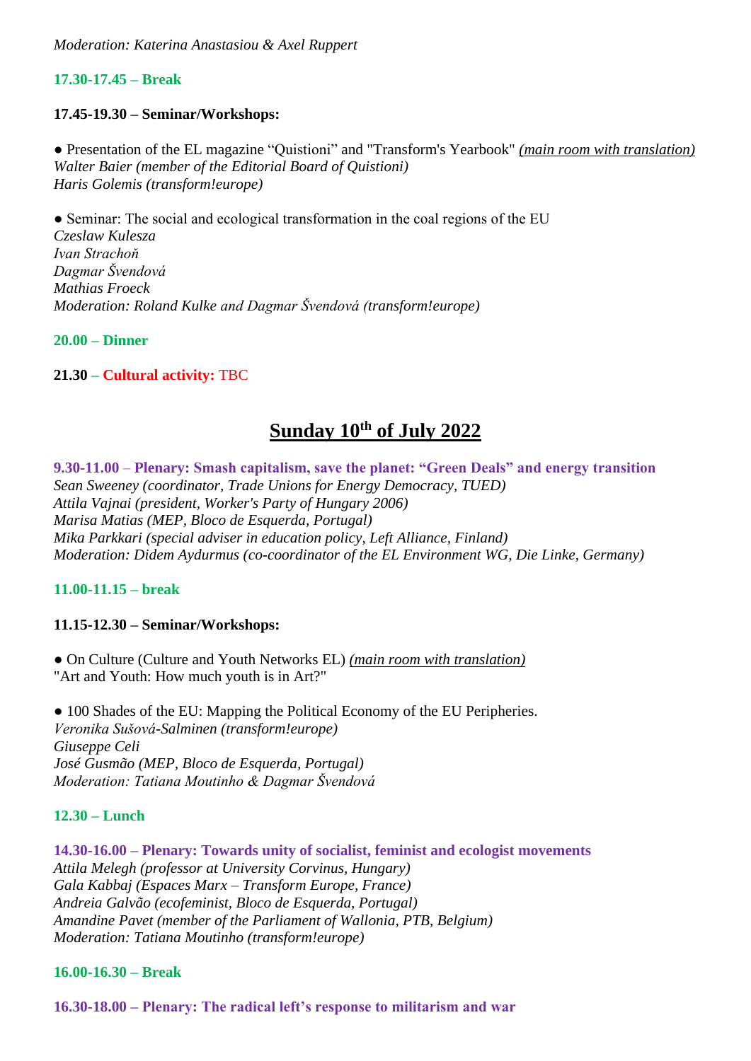*Moderation: Katerina Anastasiou & Axel Ruppert*

**17.30-17.45 – Break**

**17.45-19.30 – Seminar/Workshops:**

● Presentation of the EL magazine "Quistioni" and "Transform's Yearbook" *(main room with translation)*
*Walter Baier (member of the Editorial Board of Quistioni)*
*Haris Golemis (transform!europe)*

● Seminar: The social and ecological transformation in the coal regions of the EU
*Czeslaw Kulesza*
*Ivan Strachoň*
*Dagmar Švendová*
*Mathias Froeck*
*Moderation: Roland Kulke and Dagmar Švendová (transform!europe)*

**20.00 – Dinner**

**21.30 – Cultural activity:** TBC

## Sunday 10th of July 2022

**9.30-11.00 – Plenary: Smash capitalism, save the planet: "Green Deals" and energy transition**
*Sean Sweeney (coordinator, Trade Unions for Energy Democracy, TUED)*
*Attila Vajnai (president, Worker's Party of Hungary 2006)*
*Marisa Matias (MEP, Bloco de Esquerda, Portugal)*
*Mika Parkkari (special adviser in education policy, Left Alliance, Finland)*
*Moderation: Didem Aydurmus (co-coordinator of the EL Environment WG, Die Linke, Germany)*

**11.00-11.15 – break**

**11.15-12.30 – Seminar/Workshops:**

● On Culture (Culture and Youth Networks EL) *(main room with translation)*
"Art and Youth: How much youth is in Art?"

● 100 Shades of the EU: Mapping the Political Economy of the EU Peripheries.
*Veronika Sušová-Salminen (transform!europe)*
*Giuseppe Celi*
*José Gusmão (MEP, Bloco de Esquerda, Portugal)*
*Moderation: Tatiana Moutinho & Dagmar Švendová*

**12.30 – Lunch**

**14.30-16.00 – Plenary: Towards unity of socialist, feminist and ecologist movements**
*Attila Melegh (professor at University Corvinus, Hungary)*
*Gala Kabbaj (Espaces Marx – Transform Europe, France)*
*Andreia Galvão (ecofeminist, Bloco de Esquerda, Portugal)*
*Amandine Pavet (member of the Parliament of Wallonia, PTB, Belgium)*
*Moderation: Tatiana Moutinho (transform!europe)*

**16.00-16.30 – Break**

**16.30-18.00 – Plenary: The radical left's response to militarism and war**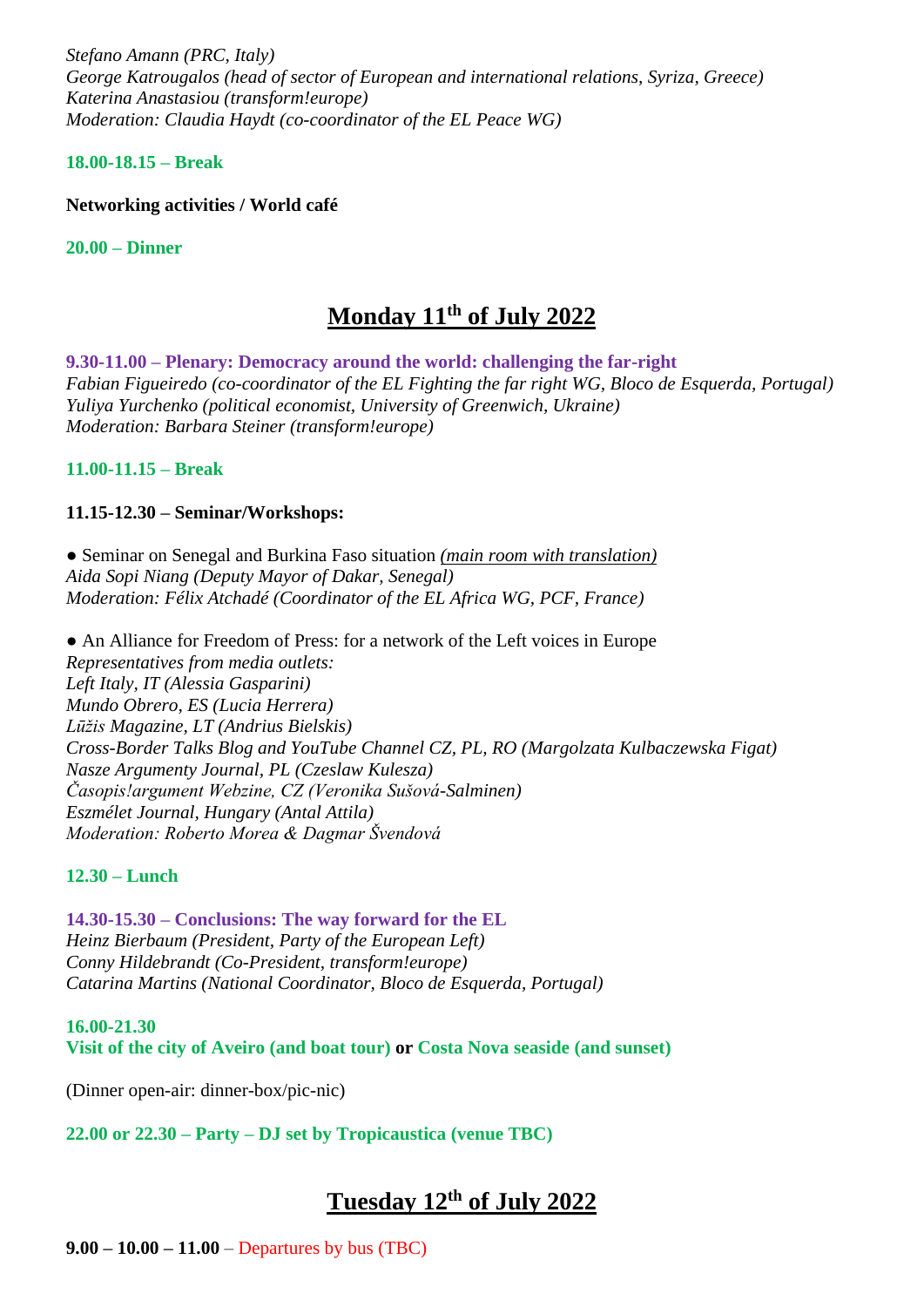*Stefano Amann (PRC, Italy)*
*George Katrougalos (head of sector of European and international relations, Syriza, Greece)*
*Katerina Anastasiou (transform!europe)*
*Moderation: Claudia Haydt (co-coordinator of the EL Peace WG)*

**18.00-18.15 – Break**

**Networking activities / World café**

**20.00 – Dinner**

## Monday 11th of July 2022

**9.30-11.00 – Plenary: Democracy around the world: challenging the far-right**
*Fabian Figueiredo (co-coordinator of the EL Fighting the far right WG, Bloco de Esquerda, Portugal)*
*Yuliya Yurchenko (political economist, University of Greenwich, Ukraine)*
*Moderation: Barbara Steiner (transform!europe)*

**11.00-11.15 – Break**

**11.15-12.30 – Seminar/Workshops:**

● Seminar on Senegal and Burkina Faso situation *(main room with translation)*
*Aida Sopi Niang (Deputy Mayor of Dakar, Senegal)*
*Moderation: Félix Atchadé (Coordinator of the EL Africa WG, PCF, France)*

● An Alliance for Freedom of Press: for a network of the Left voices in Europe
*Representatives from media outlets:*
*Left Italy, IT (Alessia Gasparini)*
*Mundo Obrero, ES (Lucia Herrera)*
*Lūžis Magazine, LT (Andrius Bielskis)*
*Cross-Border Talks Blog and YouTube Channel CZ, PL, RO (Margolzata Kulbaczewska Figat)*
*Nasze Argumenty Journal, PL (Czeslaw Kulesza)*
*Časopis!argument Webzine, CZ (Veronika Sušová-Salminen)*
*Eszmélet Journal, Hungary (Antal Attila)*
*Moderation: Roberto Morea & Dagmar Švendová*

**12.30 – Lunch**

**14.30-15.30 – Conclusions: The way forward for the EL**
*Heinz Bierbaum (President, Party of the European Left)*
*Conny Hildebrandt (Co-President, transform!europe)*
*Catarina Martins (National Coordinator, Bloco de Esquerda, Portugal)*

**16.00-21.30**
**Visit of the city of Aveiro (and boat tour) or Costa Nova seaside (and sunset)**

(Dinner open-air: dinner-box/pic-nic)

**22.00 or 22.30 – Party – DJ set by Tropicaustica (venue TBC)**

## Tuesday 12th of July 2022

**9.00 – 10.00 – 11.00** – Departures by bus (TBC)